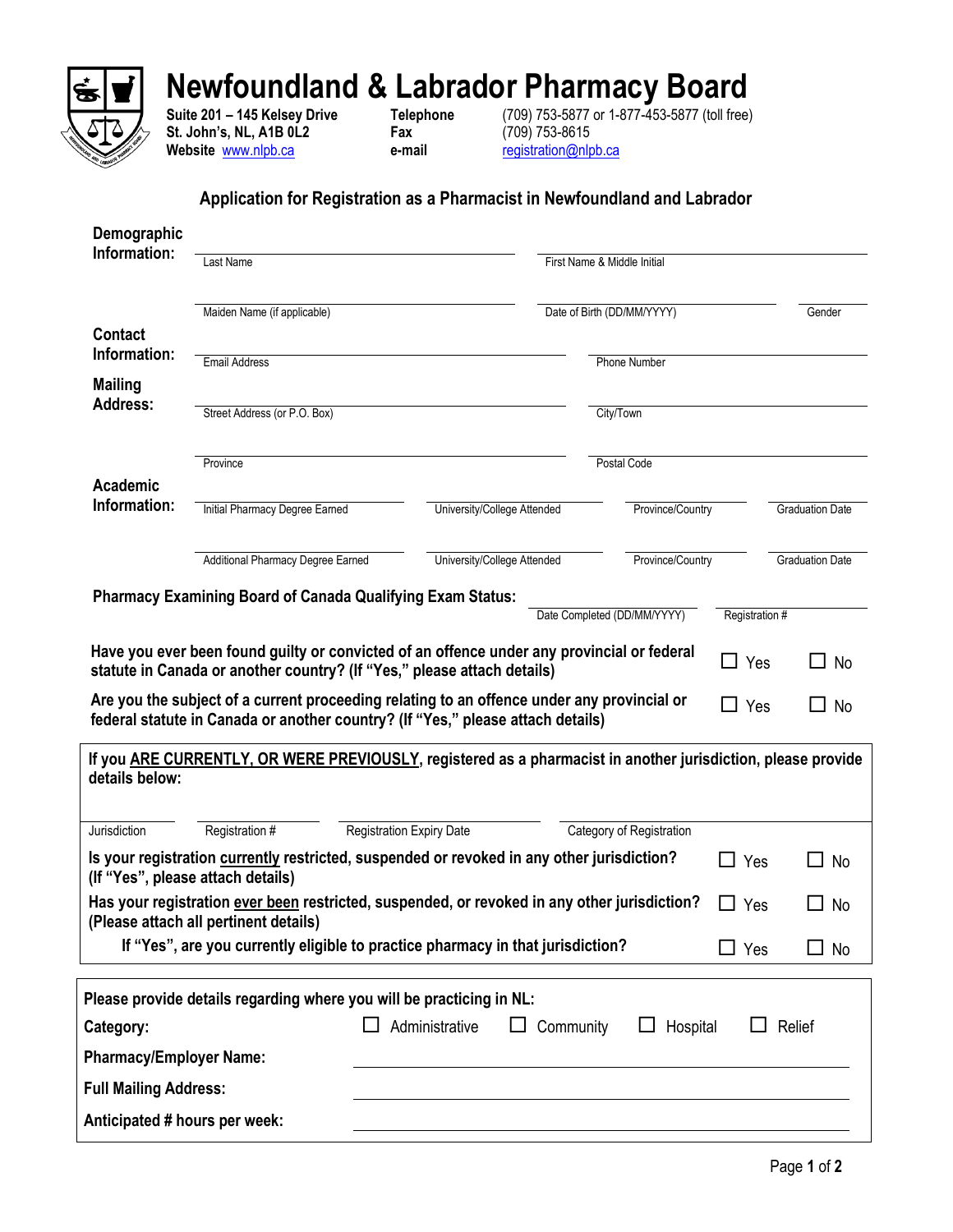# Newfoundland & Labrador Pharmacy Board

**Suite 201 – 145 Kelsey Drive**
**St. John's, NL, A1B 0L2**
**Website** www.nlpb.ca

**Telephone** (709) 753-5877 or 1-877-453-5877 (toll free)
**Fax** (709) 753-8615
**e-mail** registration@nlpb.ca

## Application for Registration as a Pharmacist in Newfoundland and Labrador

**Demographic Information:**

Last Name ____________________ First Name & Middle Initial ____________________

Maiden Name (if applicable) ____________________ Date of Birth (DD/MM/YYYY) ____________________ Gender __________

**Contact Information:**

Email Address ____________________ Phone Number ____________________

**Mailing Address:**

Street Address (or P.O. Box) ____________________ City/Town ____________________

Province ____________________ Postal Code ____________________

**Academic Information:**

| Initial Pharmacy Degree Earned | University/College Attended | Province/Country | Graduation Date |
|---|---|---|---|
| Additional Pharmacy Degree Earned | University/College Attended | Province/Country | Graduation Date |

**Pharmacy Examining Board of Canada Qualifying Exam Status:** Date Completed (DD/MM/YYYY) __________ Registration # __________

**Have you ever been found guilty or convicted of an offence under any provincial or federal statute in Canada or another country? (If "Yes," please attach details)** ☐ Yes ☐ No

**Are you the subject of a current proceeding relating to an offence under any provincial or federal statute in Canada or another country? (If "Yes," please attach details)** ☐ Yes ☐ No

**If you ARE CURRENTLY, OR WERE PREVIOUSLY, registered as a pharmacist in another jurisdiction, please provide details below:**

| Jurisdiction | Registration # | Registration Expiry Date | Category of Registration |
|---|---|---|---|

**Is your registration currently restricted, suspended or revoked in any other jurisdiction? (If "Yes", please attach details)** ☐ Yes ☐ No

**Has your registration ever been restricted, suspended, or revoked in any other jurisdiction? (Please attach all pertinent details)** ☐ Yes ☐ No

**If "Yes", are you currently eligible to practice pharmacy in that jurisdiction?** ☐ Yes ☐ No

**Please provide details regarding where you will be practicing in NL:**

**Category:** ☐ Administrative ☐ Community ☐ Hospital ☐ Relief

**Pharmacy/Employer Name:** ____________________

**Full Mailing Address:** ____________________

**Anticipated # hours per week:** ____________________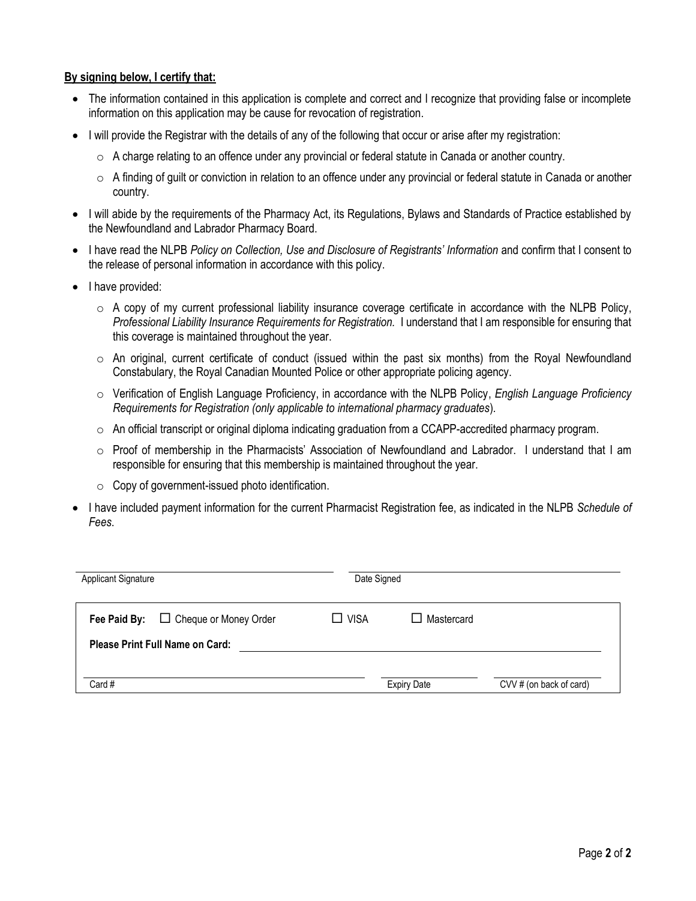**By signing below, I certify that:**

- The information contained in this application is complete and correct and I recognize that providing false or incomplete information on this application may be cause for revocation of registration.
- I will provide the Registrar with the details of any of the following that occur or arise after my registration:
  - A charge relating to an offence under any provincial or federal statute in Canada or another country.
  - A finding of guilt or conviction in relation to an offence under any provincial or federal statute in Canada or another country.
- I will abide by the requirements of the Pharmacy Act, its Regulations, Bylaws and Standards of Practice established by the Newfoundland and Labrador Pharmacy Board.
- I have read the NLPB *Policy on Collection, Use and Disclosure of Registrants' Information* and confirm that I consent to the release of personal information in accordance with this policy.
- I have provided:
  - A copy of my current professional liability insurance coverage certificate in accordance with the NLPB Policy, *Professional Liability Insurance Requirements for Registration.* I understand that I am responsible for ensuring that this coverage is maintained throughout the year.
  - An original, current certificate of conduct (issued within the past six months) from the Royal Newfoundland Constabulary, the Royal Canadian Mounted Police or other appropriate policing agency.
  - Verification of English Language Proficiency, in accordance with the NLPB Policy, *English Language Proficiency Requirements for Registration (only applicable to international pharmacy graduates*).
  - An official transcript or original diploma indicating graduation from a CCAPP-accredited pharmacy program.
  - Proof of membership in the Pharmacists' Association of Newfoundland and Labrador. I understand that I am responsible for ensuring that this membership is maintained throughout the year.
  - Copy of government-issued photo identification.
- I have included payment information for the current Pharmacist Registration fee, as indicated in the NLPB *Schedule of Fees*.

Applicant Signature ____________________ Date Signed ____________________

**Fee Paid By:** ☐ Cheque or Money Order ☐ VISA ☐ Mastercard

**Please Print Full Name on Card:** ____________________

Card # ____________________ Expiry Date __________ CVV # (on back of card) __________